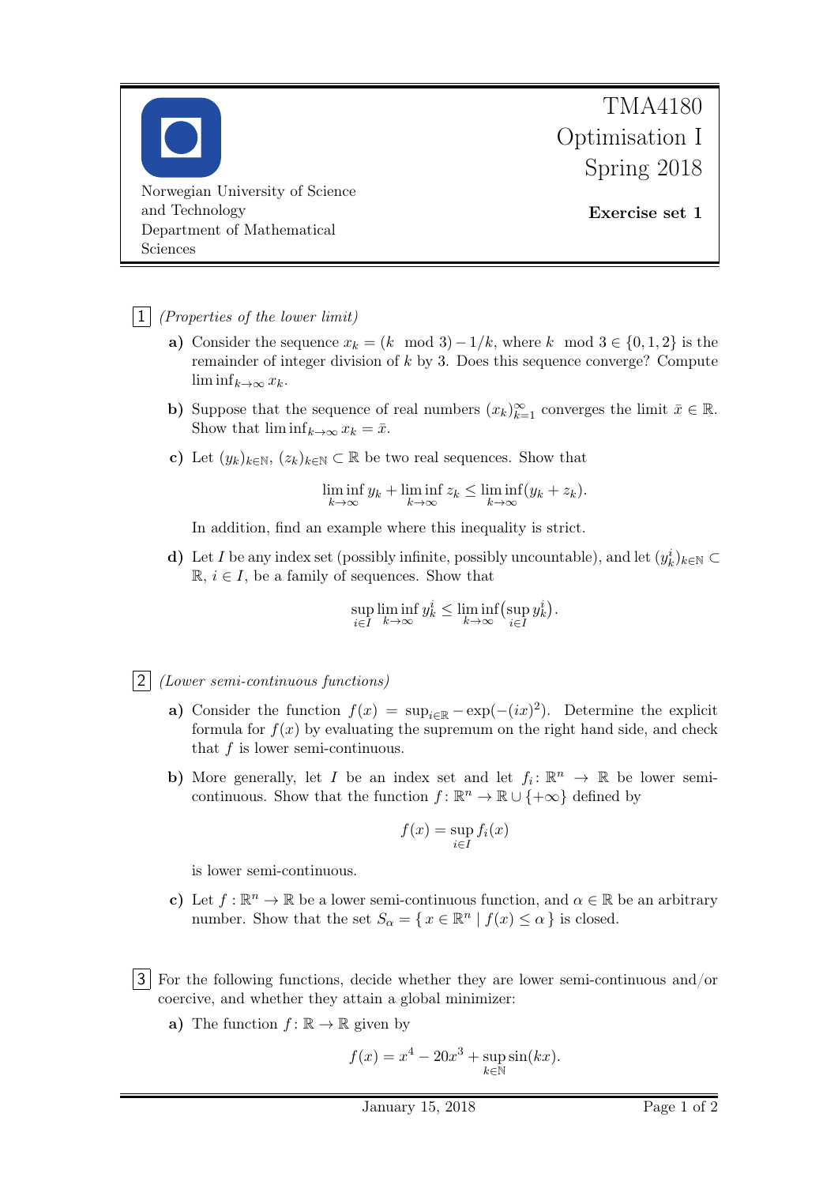Norwegian University of Science and Technology
Department of Mathematical Sciences

# TMA4180 Optimisation I Spring 2018

**Exercise set 1**

**1** *(Properties of the lower limit)*

**a)** Consider the sequence $x_k = (k \mod 3) - 1/k$, where $k \mod 3 \in \{0, 1, 2\}$ is the remainder of integer division of $k$ by 3. Does this sequence converge? Compute $\liminf_{k\to\infty} x_k$.

**b)** Suppose that the sequence of real numbers $(x_k)_{k=1}^{\infty}$ converges the limit $\bar{x} \in \mathbb{R}$. Show that $\liminf_{k\to\infty} x_k = \bar{x}$.

**c)** Let $(y_k)_{k\in\mathbb{N}}$, $(z_k)_{k\in\mathbb{N}} \subset \mathbb{R}$ be two real sequences. Show that

$$\liminf_{k\to\infty} y_k + \liminf_{k\to\infty} z_k \le \liminf_{k\to\infty}(y_k + z_k).$$

In addition, find an example where this inequality is strict.

**d)** Let $I$ be any index set (possibly infinite, possibly uncountable), and let $(y_k^i)_{k\in\mathbb{N}} \subset \mathbb{R}$, $i \in I$, be a family of sequences. Show that

$$\sup_{i\in I} \liminf_{k\to\infty} y_k^i \le \liminf_{k\to\infty}\bigl(\sup_{i\in I} y_k^i\bigr).$$

**2** *(Lower semi-continuous functions)*

**a)** Consider the function $f(x) = \sup_{i\in\mathbb{R}} -\exp(-(ix)^2)$. Determine the explicit formula for $f(x)$ by evaluating the supremum on the right hand side, and check that $f$ is lower semi-continuous.

**b)** More generally, let $I$ be an index set and let $f_i \colon \mathbb{R}^n \to \mathbb{R}$ be lower semi-continuous. Show that the function $f \colon \mathbb{R}^n \to \mathbb{R} \cup \{+\infty\}$ defined by

$$f(x) = \sup_{i\in I} f_i(x)$$

is lower semi-continuous.

**c)** Let $f : \mathbb{R}^n \to \mathbb{R}$ be a lower semi-continuous function, and $\alpha \in \mathbb{R}$ be an arbitrary number. Show that the set $S_\alpha = \{\, x \in \mathbb{R}^n \mid f(x) \le \alpha \,\}$ is closed.

**3** For the following functions, decide whether they are lower semi-continuous and/or coercive, and whether they attain a global minimizer:

**a)** The function $f \colon \mathbb{R} \to \mathbb{R}$ given by

$$f(x) = x^4 - 20x^3 + \sup_{k\in\mathbb{N}} \sin(kx).$$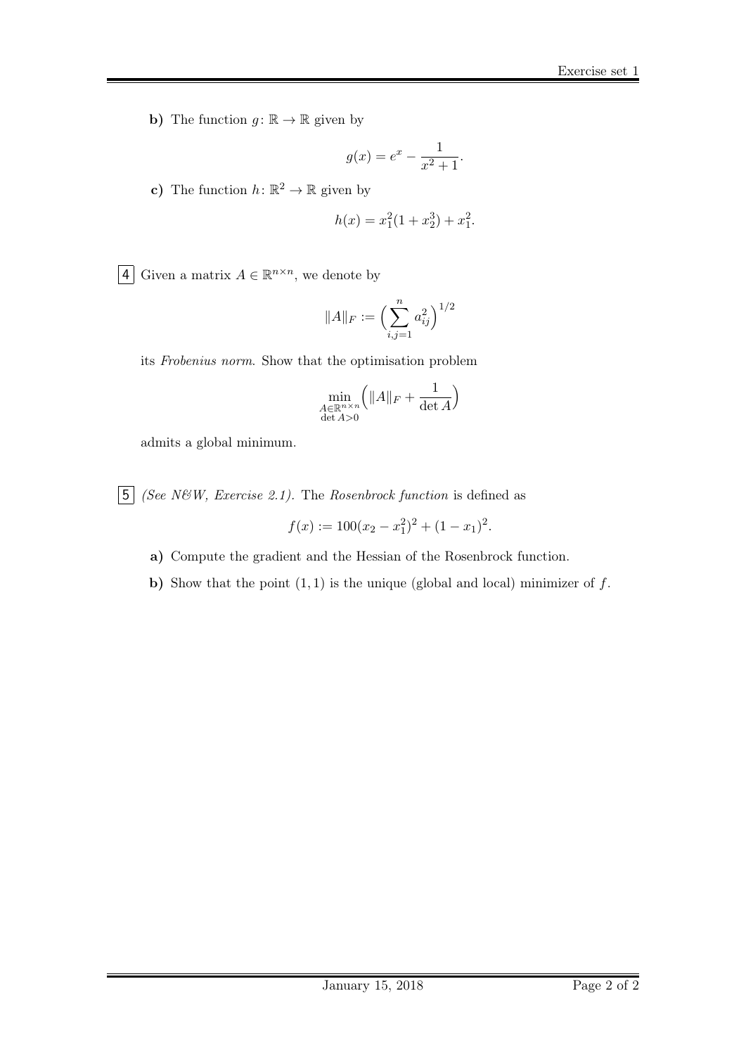**b)** The function $g\colon \mathbb{R} \to \mathbb{R}$ given by

$$g(x) = e^x - \frac{1}{x^2+1}.$$

**c)** The function $h\colon \mathbb{R}^2 \to \mathbb{R}$ given by

$$h(x) = x_1^2(1 + x_2^3) + x_1^2.$$

**4** Given a matrix $A \in \mathbb{R}^{n\times n}$, we denote by

$$\|A\|_F := \Big(\sum_{i,j=1}^{n} a_{ij}^2\Big)^{1/2}$$

its *Frobenius norm*. Show that the optimisation problem

$$\min_{\substack{A\in\mathbb{R}^{n\times n}\\ \det A>0}} \Big(\|A\|_F + \frac{1}{\det A}\Big)$$

admits a global minimum.

**5** *(See N&W, Exercise 2.1).* The *Rosenbrock function* is defined as

$$f(x) := 100(x_2 - x_1^2)^2 + (1 - x_1)^2.$$

**a)** Compute the gradient and the Hessian of the Rosenbrock function.

**b)** Show that the point $(1, 1)$ is the unique (global and local) minimizer of $f$.